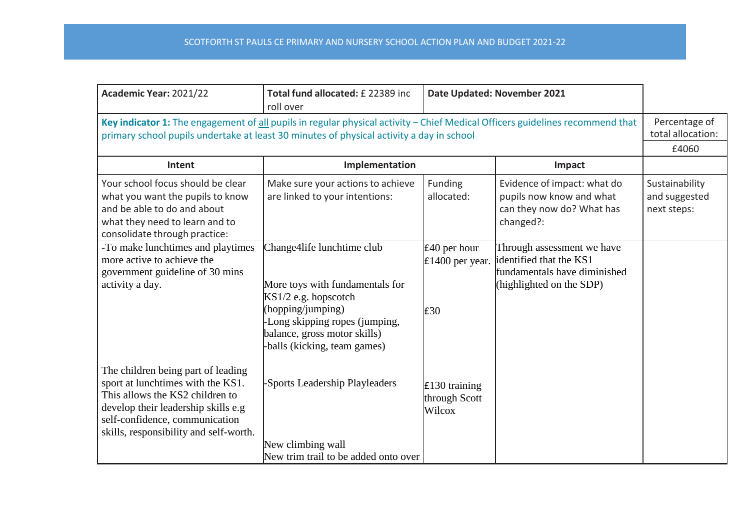SCOTFORTH ST PAULS CE PRIMARY AND NURSERY SCHOOL ACTION PLAN AND BUDGET 2021-22

| **Academic Year:** 2021/22 | **Total fund allocated:** £ 22389 inc roll over | **Date Updated: November 2021** | | |
|---|---|---|---|---|
| **Key indicator 1:** The engagement of all pupils in regular physical activity – Chief Medical Officers guidelines recommend that primary school pupils undertake at least 30 minutes of physical activity a day in school | | | | Percentage of total allocation: £4060 |
| **Intent** | **Implementation** | | **Impact** | |
| Your school focus should be clear what you want the pupils to know and be able to do and about what they need to learn and to consolidate through practice: | Make sure your actions to achieve are linked to your intentions: | Funding allocated: | Evidence of impact: what do pupils now know and what can they now do? What has changed?: | Sustainability and suggested next steps: |
| -To make lunchtimes and playtimes more active to achieve the government guideline of 30 mins activity a day.<br><br>The children being part of leading sport at lunchtimes with the KS1. This allows the KS2 children to develop their leadership skills e.g self-confidence, communication skills, responsibility and self-worth. | Change4life lunchtime club<br><br>More toys with fundamentals for KS1/2 e.g. hopscotch (hopping/jumping)<br>-Long skipping ropes (jumping, balance, gross motor skills)<br>-balls (kicking, team games)<br><br>-Sports Leadership Playleaders<br><br>New climbing wall<br>New trim trail to be added onto over | £40 per hour<br>£1400 per year.<br><br>£30<br><br>£130 training through Scott Wilcox | Through assessment we have identified that the KS1 fundamentals have diminished (highlighted on the SDP) | |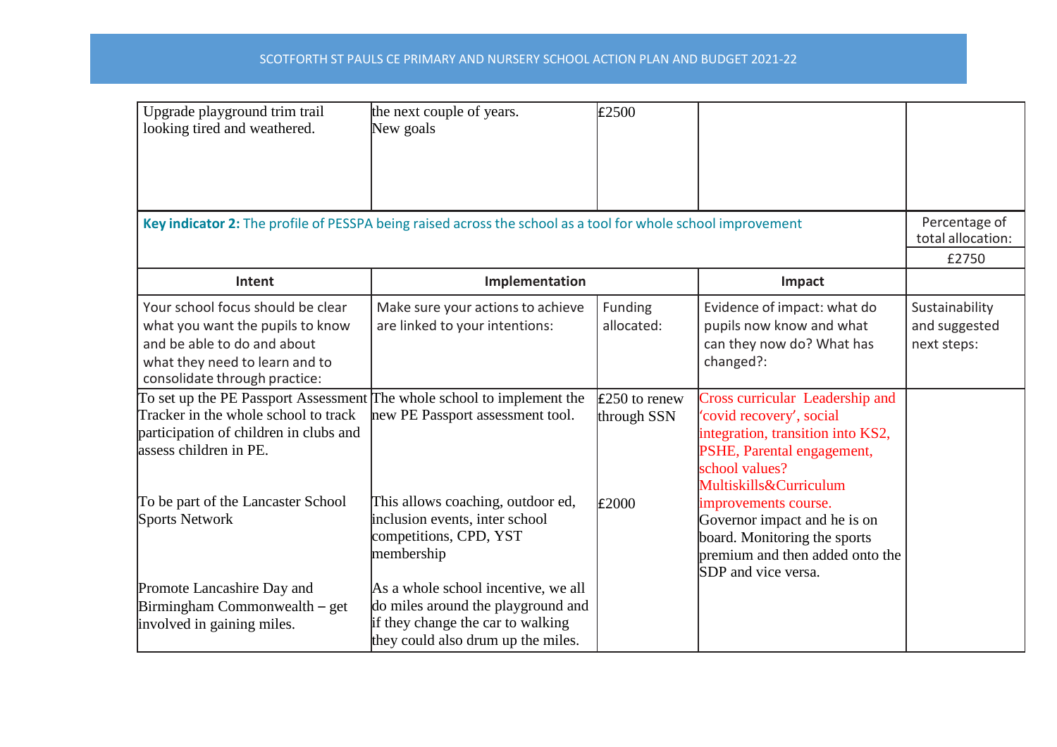| Upgrade playground trim trail looking tired and weathered. | the next couple of years. New goals | £2500 | | |
|---|---|---|---|---|

| **Key indicator 2:** The profile of PESSPA being raised across the school as a tool for whole school improvement | | | | Percentage of total allocation: |
|---|---|---|---|---|
| | | | | £2750 |
| **Intent** | **Implementation** | | **Impact** | |
| Your school focus should be clear what you want the pupils to know and be able to do and about what they need to learn and to consolidate through practice: | Make sure your actions to achieve are linked to your intentions: | Funding allocated: | Evidence of impact: what do pupils now know and what can they now do? What has changed?: | Sustainability and suggested next steps: |
| To set up the PE Passport Assessment Tracker in the whole school to track participation of children in clubs and assess children in PE.<br><br>To be part of the Lancaster School Sports Network<br><br>Promote Lancashire Day and Birmingham Commonwealth – get involved in gaining miles. | The whole school to implement the new PE Passport assessment tool.<br><br>This allows coaching, outdoor ed, inclusion events, inter school competitions, CPD, YST membership<br><br>As a whole school incentive, we all do miles around the playground and if they change the car to walking they could also drum up the miles. | £250 to renew through SSN<br><br>£2000 | Cross curricular Leadership and 'covid recovery', social integration, transition into KS2, PSHE, Parental engagement, school values? Multiskills&Curriculum improvements course.<br>Governor impact and he is on board. Monitoring the sports premium and then added onto the SDP and vice versa. | |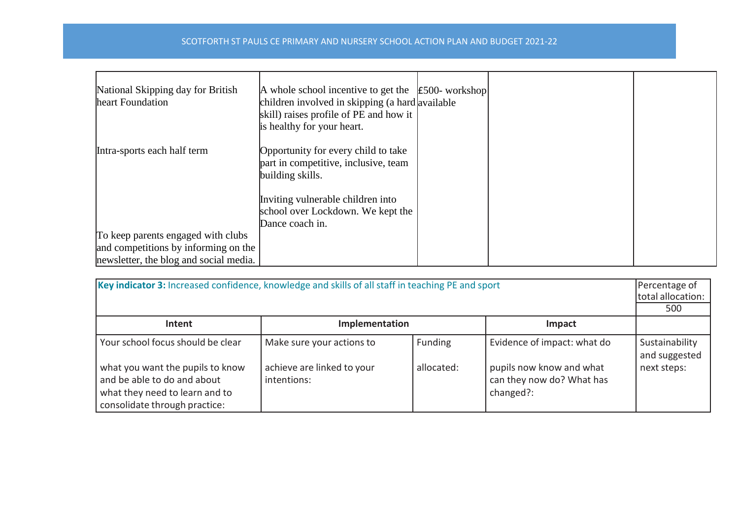| | | | | |
|---|---|---|---|---|
| National Skipping day for British heart Foundation | A whole school incentive to get the children involved in skipping (a hard skill) raises profile of PE and how it is healthy for your heart. | £500- workshop available | | |
| Intra-sports each half term | Opportunity for every child to take part in competitive, inclusive, team building skills.<br><br>Inviting vulnerable children into school over Lockdown. We kept the Dance coach in. | | | |
| To keep parents engaged with clubs and competitions by informing on the newsletter, the blog and social media. | | | | |

| **Key indicator 3:** Increased confidence, knowledge and skills of all staff in teaching PE and sport | | | | Percentage of total allocation: |
|---|---|---|---|---|
| | | | | 500 |
| **Intent** | **Implementation** | | **Impact** | |
| Your school focus should be clear<br><br>what you want the pupils to know and be able to do and about what they need to learn and to consolidate through practice: | Make sure your actions to<br><br>achieve are linked to your intentions: | Funding<br><br>allocated: | Evidence of impact: what do<br><br>pupils now know and what can they now do? What has changed?: | Sustainability and suggested next steps: |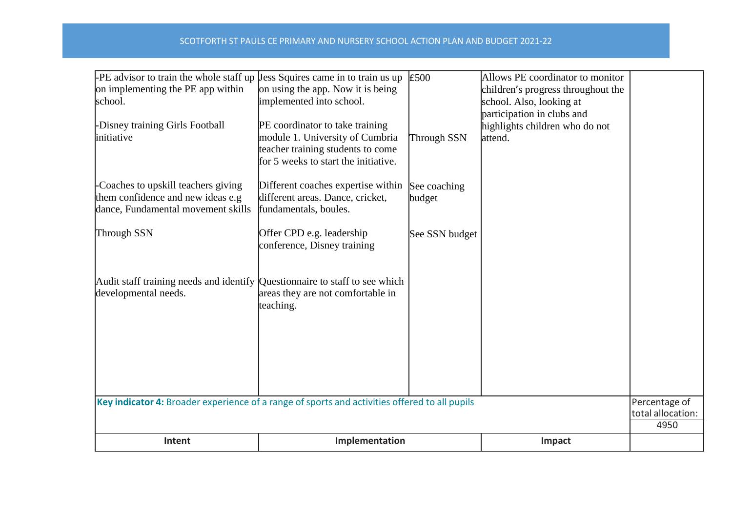| | | | | |
|---|---|---|---|---|
| -PE advisor to train the whole staff up on implementing the PE app within school.<br><br>-Disney training Girls Football initiative<br><br>-Coaches to upskill teachers giving them confidence and new ideas e.g dance, Fundamental movement skills<br><br>Through SSN<br><br>Audit staff training needs and identify developmental needs. | Jess Squires came in to train us up on using the app. Now it is being implemented into school.<br><br>PE coordinator to take training module 1. University of Cumbria teacher training students to come for 5 weeks to start the initiative.<br><br>Different coaches expertise within different areas. Dance, cricket, fundamentals, boules.<br><br>Offer CPD e.g. leadership conference, Disney training<br><br>Questionnaire to staff to see which areas they are not comfortable in teaching. | £500<br><br>Through SSN<br><br>See coaching budget<br><br>See SSN budget | Allows PE coordinator to monitor children's progress throughout the school. Also, looking at participation in clubs and highlights children who do not attend. | |
| **Key indicator 4:** Broader experience of a range of sports and activities offered to all pupils | | | | Percentage of total allocation:<br>4950 |
| **Intent** | **Implementation** | | **Impact** | |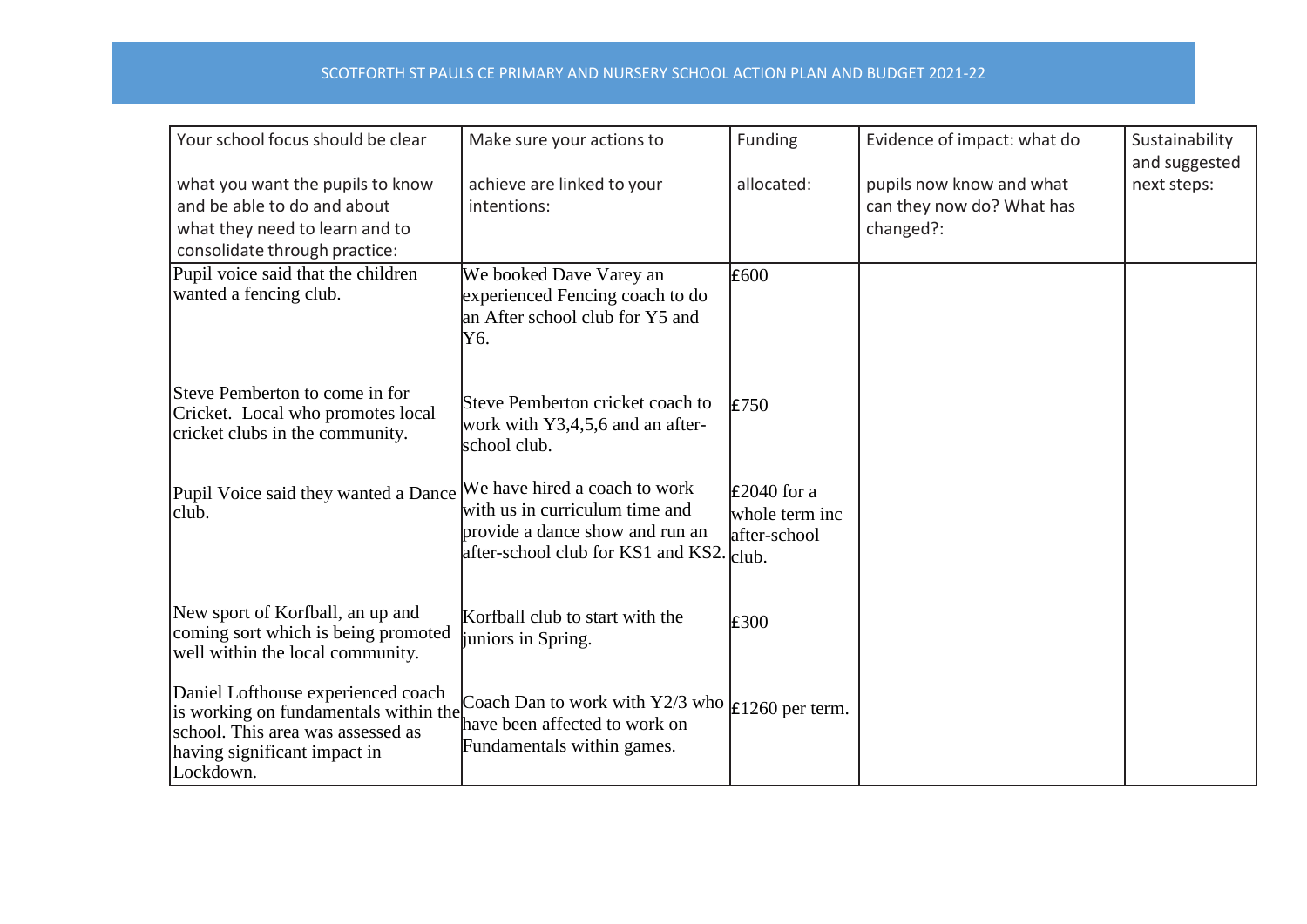# SCOTFORTH ST PAULS CE PRIMARY AND NURSERY SCHOOL ACTION PLAN AND BUDGET 2021-22

| Your school focus should be clear what you want the pupils to know and be able to do and about what they need to learn and to consolidate through practice: | Make sure your actions to achieve are linked to your intentions: | Funding allocated: | Evidence of impact: what do pupils now know and what can they now do? What has changed?: | Sustainability and suggested next steps: |
|---|---|---|---|---|
| Pupil voice said that the children wanted a fencing club. | We booked Dave Varey an experienced Fencing coach to do an After school club for Y5 and Y6. | £600 | | |
| Steve Pemberton to come in for Cricket. Local who promotes local cricket clubs in the community. | Steve Pemberton cricket coach to work with Y3,4,5,6 and an after-school club. | £750 | | |
| Pupil Voice said they wanted a Dance club. | We have hired a coach to work with us in curriculum time and provide a dance show and run an after-school club for KS1 and KS2. | £2040 for a whole term inc after-school club. | | |
| New sport of Korfball, an up and coming sort which is being promoted well within the local community. | Korfball club to start with the juniors in Spring. | £300 | | |
| Daniel Lofthouse experienced coach is working on fundamentals within the school. This area was assessed as having significant impact in Lockdown. | Coach Dan to work with Y2/3 who have been affected to work on Fundamentals within games. | £1260 per term. | | |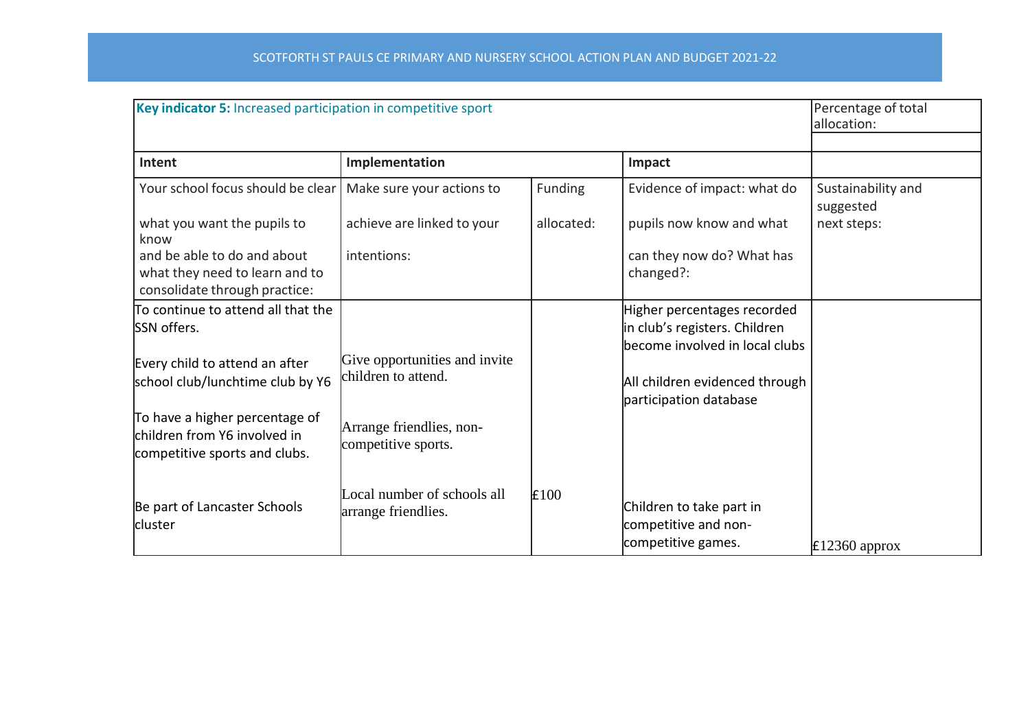SCOTFORTH ST PAULS CE PRIMARY AND NURSERY SCHOOL ACTION PLAN AND BUDGET 2021-22

| Key indicator 5: Increased participation in competitive sport | | | | Percentage of total allocation: |
|---|---|---|---|---|
| | | | | |
| **Intent** | **Implementation** | | **Impact** | |
| Your school focus should be clear what you want the pupils to know and be able to do and about what they need to learn and to consolidate through practice: | Make sure your actions to achieve are linked to your intentions: | Funding allocated: | Evidence of impact: what do pupils now know and what can they now do? What has changed?: | Sustainability and suggested next steps: |
| To continue to attend all that the SSN offers.<br><br>Every child to attend an after school club/lunchtime club by Y6<br><br>To have a higher percentage of children from Y6 involved in competitive sports and clubs.<br><br>Be part of Lancaster Schools cluster | Give opportunities and invite children to attend.<br><br>Arrange friendlies, non-competitive sports.<br><br>Local number of schools all arrange friendlies. | £100 | Higher percentages recorded in club's registers. Children become involved in local clubs<br><br>All children evidenced through participation database<br><br>Children to take part in competitive and non-competitive games. | £12360 approx |